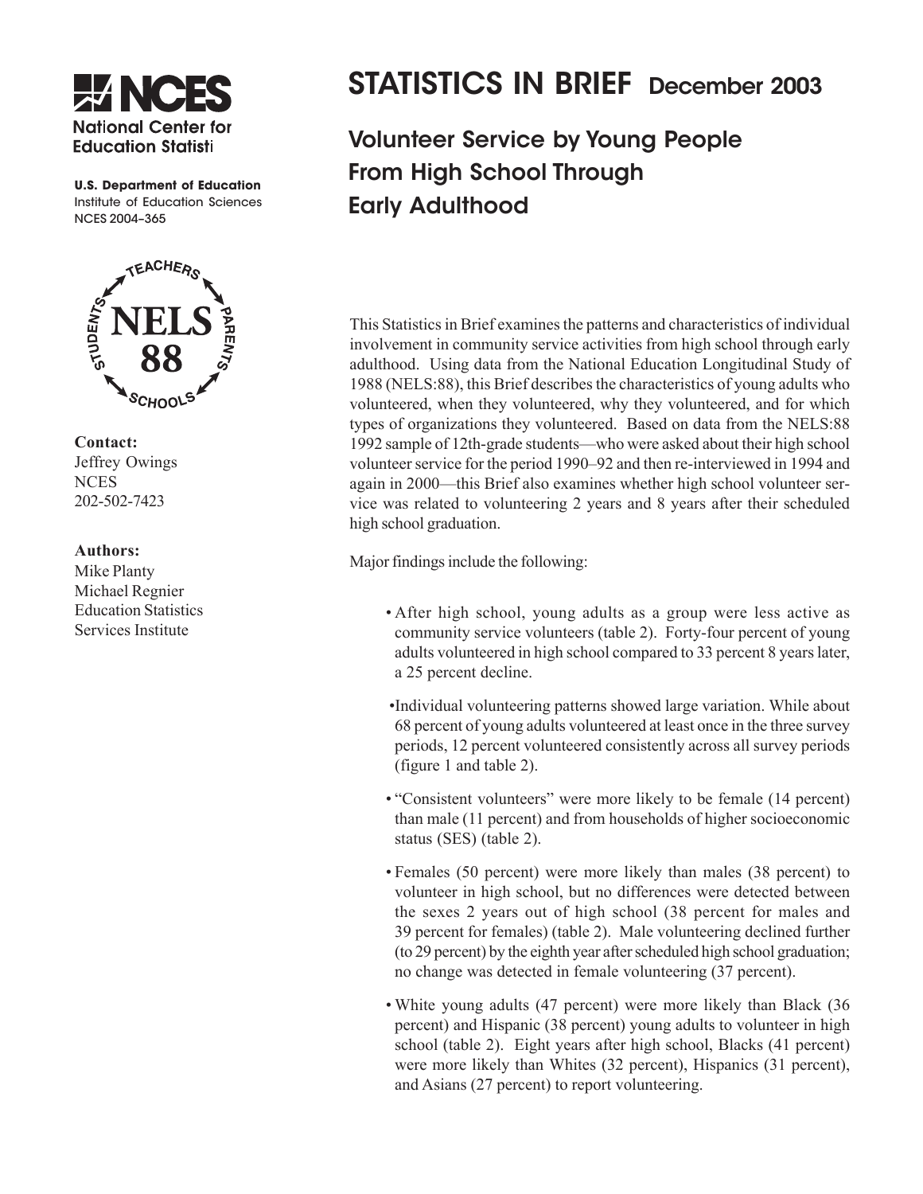# STATISTICS IN BRIEF December 2003

## Volunteer Service by Young People From High School Through Early Adulthood

**NCES**
National Center for Education Statisti

**U.S. Department of Education**
Institute of Education Sciences
NCES 2004–365

NELS 88 — TEACHERS, PARENTS, SCHOOLS, STUDENTS

**Contact:**
Jeffrey Owings
NCES
202-502-7423

**Authors:**
Mike Planty
Michael Regnier
Education Statistics Services Institute

This Statistics in Brief examines the patterns and characteristics of individual involvement in community service activities from high school through early adulthood. Using data from the National Education Longitudinal Study of 1988 (NELS:88), this Brief describes the characteristics of young adults who volunteered, when they volunteered, why they volunteered, and for which types of organizations they volunteered. Based on data from the NELS:88 1992 sample of 12th-grade students—who were asked about their high school volunteer service for the period 1990–92 and then re-interviewed in 1994 and again in 2000—this Brief also examines whether high school volunteer service was related to volunteering 2 years and 8 years after their scheduled high school graduation.

Major findings include the following:

- After high school, young adults as a group were less active as community service volunteers (table 2). Forty-four percent of young adults volunteered in high school compared to 33 percent 8 years later, a 25 percent decline.
- Individual volunteering patterns showed large variation. While about 68 percent of young adults volunteered at least once in the three survey periods, 12 percent volunteered consistently across all survey periods (figure 1 and table 2).
- "Consistent volunteers" were more likely to be female (14 percent) than male (11 percent) and from households of higher socioeconomic status (SES) (table 2).
- Females (50 percent) were more likely than males (38 percent) to volunteer in high school, but no differences were detected between the sexes 2 years out of high school (38 percent for males and 39 percent for females) (table 2). Male volunteering declined further (to 29 percent) by the eighth year after scheduled high school graduation; no change was detected in female volunteering (37 percent).
- White young adults (47 percent) were more likely than Black (36 percent) and Hispanic (38 percent) young adults to volunteer in high school (table 2). Eight years after high school, Blacks (41 percent) were more likely than Whites (32 percent), Hispanics (31 percent), and Asians (27 percent) to report volunteering.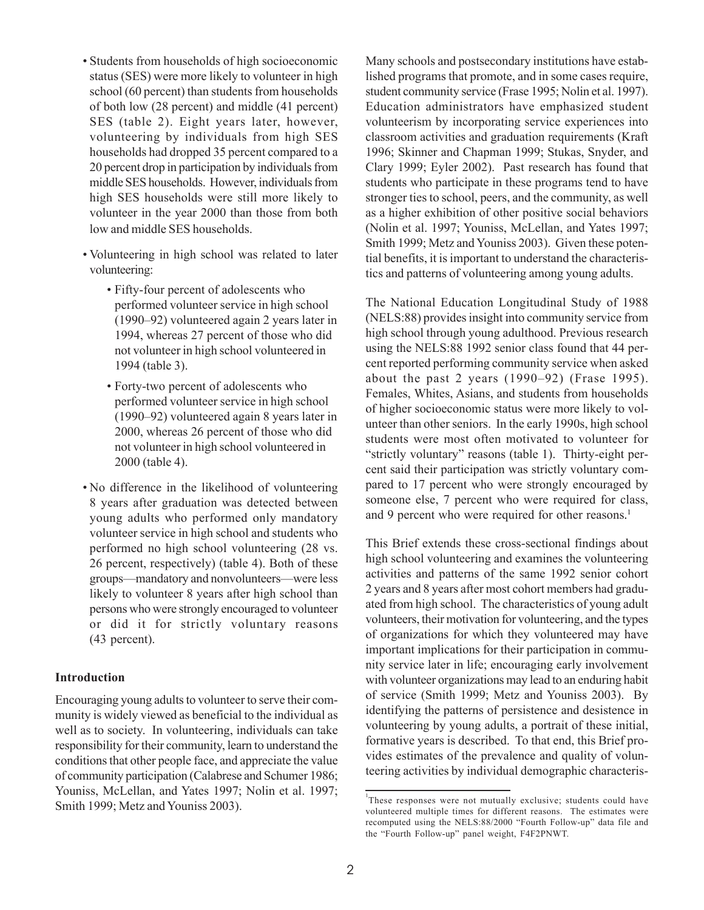- Students from households of high socioeconomic status (SES) were more likely to volunteer in high school (60 percent) than students from households of both low (28 percent) and middle (41 percent) SES (table 2). Eight years later, however, volunteering by individuals from high SES households had dropped 35 percent compared to a 20 percent drop in participation by individuals from middle SES households. However, individuals from high SES households were still more likely to volunteer in the year 2000 than those from both low and middle SES households.
- Volunteering in high school was related to later volunteering:
  - Fifty-four percent of adolescents who performed volunteer service in high school (1990–92) volunteered again 2 years later in 1994, whereas 27 percent of those who did not volunteer in high school volunteered in 1994 (table 3).
  - Forty-two percent of adolescents who performed volunteer service in high school (1990–92) volunteered again 8 years later in 2000, whereas 26 percent of those who did not volunteer in high school volunteered in 2000 (table 4).
- No difference in the likelihood of volunteering 8 years after graduation was detected between young adults who performed only mandatory volunteer service in high school and students who performed no high school volunteering (28 vs. 26 percent, respectively) (table 4). Both of these groups—mandatory and nonvolunteers—were less likely to volunteer 8 years after high school than persons who were strongly encouraged to volunteer or did it for strictly voluntary reasons (43 percent).

**Introduction**

Encouraging young adults to volunteer to serve their community is widely viewed as beneficial to the individual as well as to society. In volunteering, individuals can take responsibility for their community, learn to understand the conditions that other people face, and appreciate the value of community participation (Calabrese and Schumer 1986; Youniss, McLellan, and Yates 1997; Nolin et al. 1997; Smith 1999; Metz and Youniss 2003).

Many schools and postsecondary institutions have established programs that promote, and in some cases require, student community service (Frase 1995; Nolin et al. 1997). Education administrators have emphasized student volunteerism by incorporating service experiences into classroom activities and graduation requirements (Kraft 1996; Skinner and Chapman 1999; Stukas, Snyder, and Clary 1999; Eyler 2002). Past research has found that students who participate in these programs tend to have stronger ties to school, peers, and the community, as well as a higher exhibition of other positive social behaviors (Nolin et al. 1997; Youniss, McLellan, and Yates 1997; Smith 1999; Metz and Youniss 2003). Given these potential benefits, it is important to understand the characteristics and patterns of volunteering among young adults.

The National Education Longitudinal Study of 1988 (NELS:88) provides insight into community service from high school through young adulthood. Previous research using the NELS:88 1992 senior class found that 44 percent reported performing community service when asked about the past 2 years (1990–92) (Frase 1995). Females, Whites, Asians, and students from households of higher socioeconomic status were more likely to volunteer than other seniors. In the early 1990s, high school students were most often motivated to volunteer for "strictly voluntary" reasons (table 1). Thirty-eight percent said their participation was strictly voluntary compared to 17 percent who were strongly encouraged by someone else, 7 percent who were required for class, and 9 percent who were required for other reasons.[1]

This Brief extends these cross-sectional findings about high school volunteering and examines the volunteering activities and patterns of the same 1992 senior cohort 2 years and 8 years after most cohort members had graduated from high school. The characteristics of young adult volunteers, their motivation for volunteering, and the types of organizations for which they volunteered may have important implications for their participation in community service later in life; encouraging early involvement with volunteer organizations may lead to an enduring habit of service (Smith 1999; Metz and Youniss 2003). By identifying the patterns of persistence and desistence in volunteering by young adults, a portrait of these initial, formative years is described. To that end, this Brief provides estimates of the prevalence and quality of volunteering activities by individual demographic characteris-

[1] These responses were not mutually exclusive; students could have volunteered multiple times for different reasons. The estimates were recomputed using the NELS:88/2000 "Fourth Follow-up" data file and the "Fourth Follow-up" panel weight, F4F2PNWT.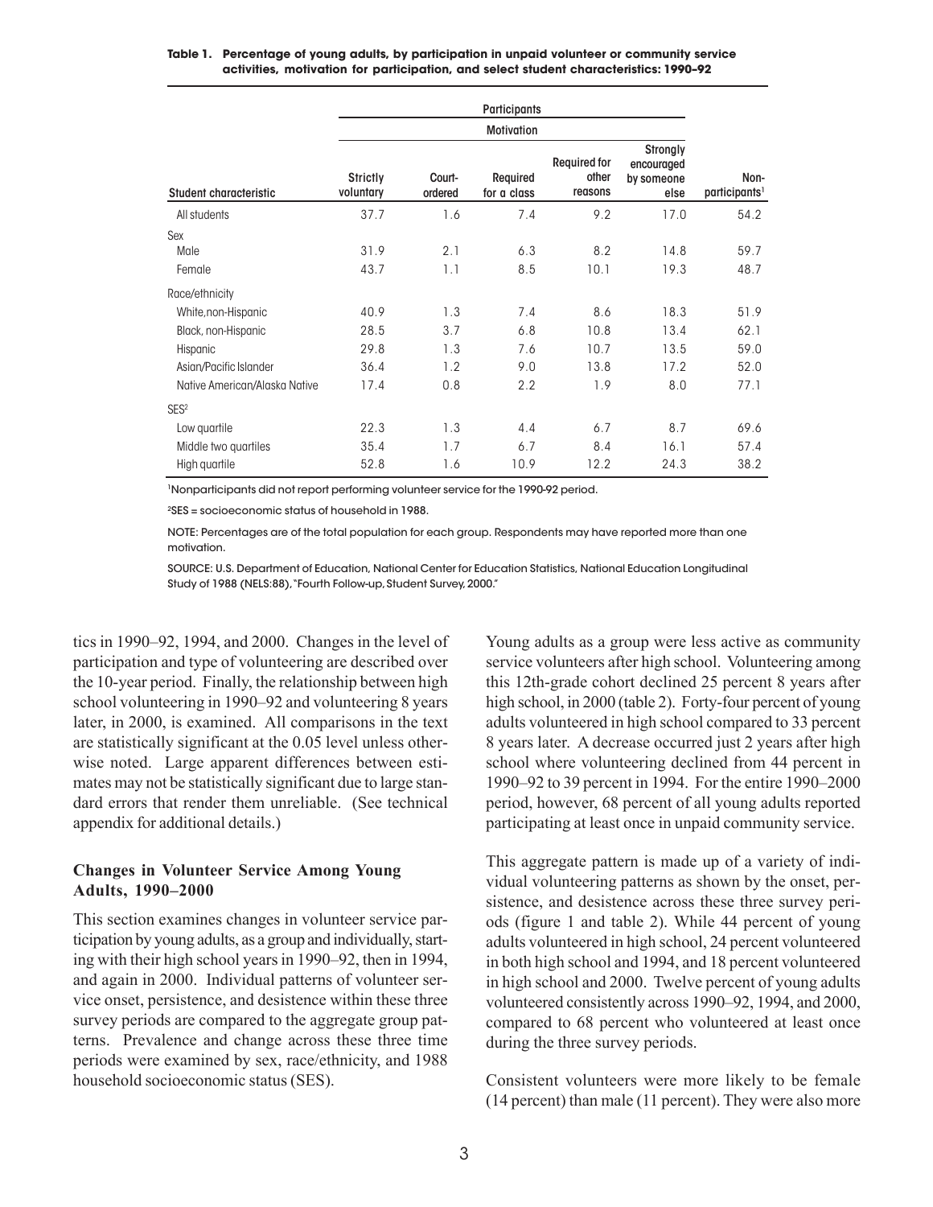**Table 1. Percentage of young adults, by participation in unpaid volunteer or community service activities, motivation for participation, and select student characteristics: 1990–92**

| | Participants | | | | | |
|---|---|---|---|---|---|---|
| | Motivation | | | | | |
| Student characteristic | Strictly voluntary | Court-ordered | Required for a class | Required for other reasons | Strongly encouraged by someone else | Non-participants[1] |
| All students | 37.7 | 1.6 | 7.4 | 9.2 | 17.0 | 54.2 |
| Sex | | | | | | |
| Male | 31.9 | 2.1 | 6.3 | 8.2 | 14.8 | 59.7 |
| Female | 43.7 | 1.1 | 8.5 | 10.1 | 19.3 | 48.7 |
| Race/ethnicity | | | | | | |
| White,non-Hispanic | 40.9 | 1.3 | 7.4 | 8.6 | 18.3 | 51.9 |
| Black, non-Hispanic | 28.5 | 3.7 | 6.8 | 10.8 | 13.4 | 62.1 |
| Hispanic | 29.8 | 1.3 | 7.6 | 10.7 | 13.5 | 59.0 |
| Asian/Pacific Islander | 36.4 | 1.2 | 9.0 | 13.8 | 17.2 | 52.0 |
| Native American/Alaska Native | 17.4 | 0.8 | 2.2 | 1.9 | 8.0 | 77.1 |
| SES[2] | | | | | | |
| Low quartile | 22.3 | 1.3 | 4.4 | 6.7 | 8.7 | 69.6 |
| Middle two quartiles | 35.4 | 1.7 | 6.7 | 8.4 | 16.1 | 57.4 |
| High quartile | 52.8 | 1.6 | 10.9 | 12.2 | 24.3 | 38.2 |

[1]Nonparticipants did not report performing volunteer service for the 1990-92 period.

[2]SES = socioeconomic status of household in 1988.

NOTE: Percentages are of the total population for each group. Respondents may have reported more than one motivation.

SOURCE: U.S. Department of Education, National Center for Education Statistics, National Education Longitudinal Study of 1988 (NELS:88), "Fourth Follow-up, Student Survey, 2000."

tics in 1990–92, 1994, and 2000. Changes in the level of participation and type of volunteering are described over the 10-year period. Finally, the relationship between high school volunteering in 1990–92 and volunteering 8 years later, in 2000, is examined. All comparisons in the text are statistically significant at the 0.05 level unless otherwise noted. Large apparent differences between estimates may not be statistically significant due to large standard errors that render them unreliable. (See technical appendix for additional details.)

### Changes in Volunteer Service Among Young Adults, 1990–2000

This section examines changes in volunteer service participation by young adults, as a group and individually, starting with their high school years in 1990–92, then in 1994, and again in 2000. Individual patterns of volunteer service onset, persistence, and desistence within these three survey periods are compared to the aggregate group patterns. Prevalence and change across these three time periods were examined by sex, race/ethnicity, and 1988 household socioeconomic status (SES).

Young adults as a group were less active as community service volunteers after high school. Volunteering among this 12th-grade cohort declined 25 percent 8 years after high school, in 2000 (table 2). Forty-four percent of young adults volunteered in high school compared to 33 percent 8 years later. A decrease occurred just 2 years after high school where volunteering declined from 44 percent in 1990–92 to 39 percent in 1994. For the entire 1990–2000 period, however, 68 percent of all young adults reported participating at least once in unpaid community service.

This aggregate pattern is made up of a variety of individual volunteering patterns as shown by the onset, persistence, and desistence across these three survey periods (figure 1 and table 2). While 44 percent of young adults volunteered in high school, 24 percent volunteered in both high school and 1994, and 18 percent volunteered in high school and 2000. Twelve percent of young adults volunteered consistently across 1990–92, 1994, and 2000, compared to 68 percent who volunteered at least once during the three survey periods.

Consistent volunteers were more likely to be female (14 percent) than male (11 percent). They were also more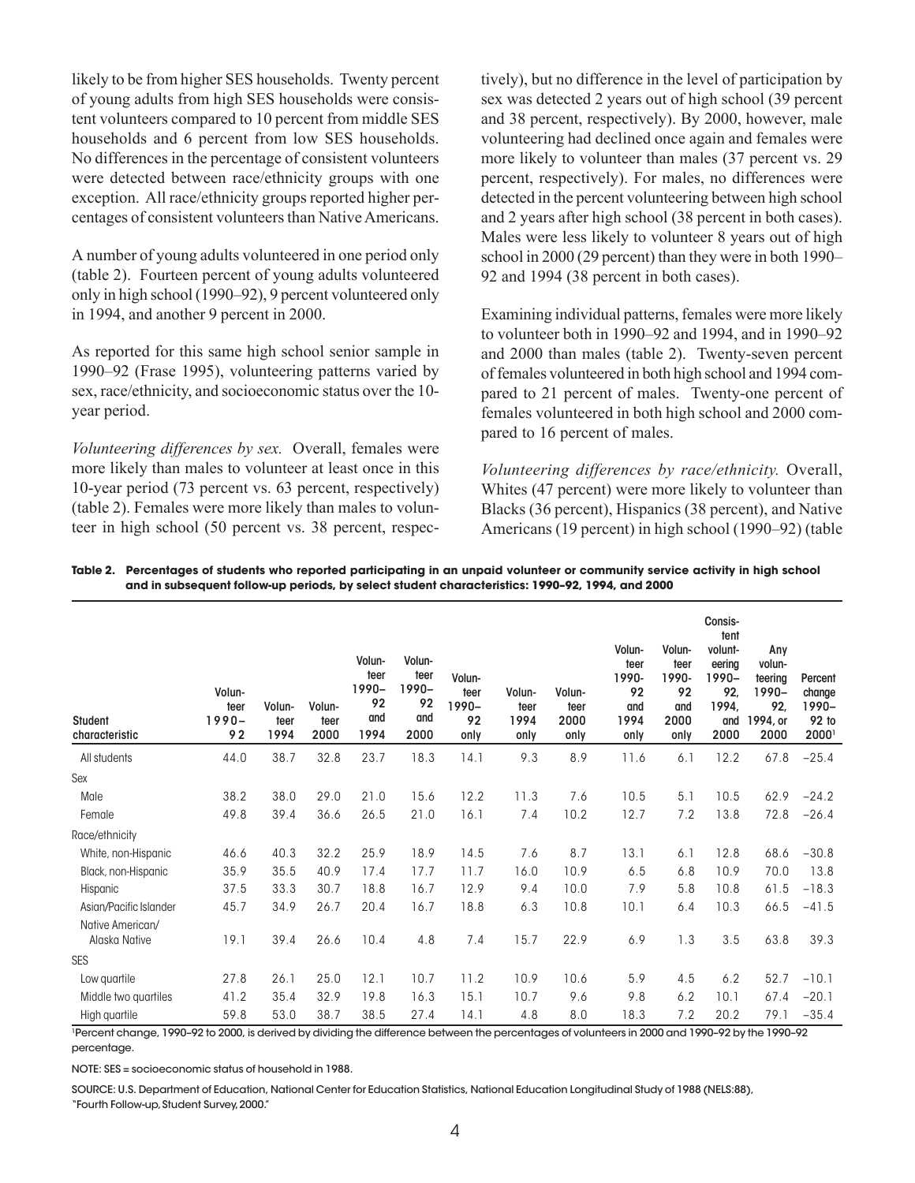likely to be from higher SES households. Twenty percent of young adults from high SES households were consistent volunteers compared to 10 percent from middle SES households and 6 percent from low SES households. No differences in the percentage of consistent volunteers were detected between race/ethnicity groups with one exception. All race/ethnicity groups reported higher percentages of consistent volunteers than Native Americans.

A number of young adults volunteered in one period only (table 2). Fourteen percent of young adults volunteered only in high school (1990–92), 9 percent volunteered only in 1994, and another 9 percent in 2000.

As reported for this same high school senior sample in 1990–92 (Frase 1995), volunteering patterns varied by sex, race/ethnicity, and socioeconomic status over the 10-year period.

*Volunteering differences by sex.* Overall, females were more likely than males to volunteer at least once in this 10-year period (73 percent vs. 63 percent, respectively) (table 2). Females were more likely than males to volunteer in high school (50 percent vs. 38 percent, respectively), but no difference in the level of participation by sex was detected 2 years out of high school (39 percent and 38 percent, respectively). By 2000, however, male volunteering had declined once again and females were more likely to volunteer than males (37 percent vs. 29 percent, respectively). For males, no differences were detected in the percent volunteering between high school and 2 years after high school (38 percent in both cases). Males were less likely to volunteer 8 years out of high school in 2000 (29 percent) than they were in both 1990–92 and 1994 (38 percent in both cases).

Examining individual patterns, females were more likely to volunteer both in 1990–92 and 1994, and in 1990–92 and 2000 than males (table 2). Twenty-seven percent of females volunteered in both high school and 1994 compared to 21 percent of males. Twenty-one percent of females volunteered in both high school and 2000 compared to 16 percent of males.

*Volunteering differences by race/ethnicity.* Overall, Whites (47 percent) were more likely to volunteer than Blacks (36 percent), Hispanics (38 percent), and Native Americans (19 percent) in high school (1990–92) (table

**Table 2. Percentages of students who reported participating in an unpaid volunteer or community service activity in high school and in subsequent follow-up periods, by select student characteristics: 1990–92, 1994, and 2000**

| Student characteristic | Volunteer 1990–92 | Volunteer 1994 | Volunteer 2000 | Volunteer 1990–92 and 1994 | Volunteer 1990–92 and 2000 | Volunteer 1990–92 only | Volunteer 1994 only | Volunteer 2000 only | Volunteer 1990-92 and 1994 only | Volunteer 1990-92 and 2000 only | Consistent volunteering 1990–92, 1994, and 2000 | Any volunteering 1990–92, 1994, or 2000 | Percent change 1990–92 to 2000[1] |
|---|---|---|---|---|---|---|---|---|---|---|---|---|---|
| All students | 44.0 | 38.7 | 32.8 | 23.7 | 18.3 | 14.1 | 9.3 | 8.9 | 11.6 | 6.1 | 12.2 | 67.8 | −25.4 |
| Sex | | | | | | | | | | | | | |
| Male | 38.2 | 38.0 | 29.0 | 21.0 | 15.6 | 12.2 | 11.3 | 7.6 | 10.5 | 5.1 | 10.5 | 62.9 | −24.2 |
| Female | 49.8 | 39.4 | 36.6 | 26.5 | 21.0 | 16.1 | 7.4 | 10.2 | 12.7 | 7.2 | 13.8 | 72.8 | −26.4 |
| Race/ethnicity | | | | | | | | | | | | | |
| White, non-Hispanic | 46.6 | 40.3 | 32.2 | 25.9 | 18.9 | 14.5 | 7.6 | 8.7 | 13.1 | 6.1 | 12.8 | 68.6 | −30.8 |
| Black, non-Hispanic | 35.9 | 35.5 | 40.9 | 17.4 | 17.7 | 11.7 | 16.0 | 10.9 | 6.5 | 6.8 | 10.9 | 70.0 | 13.8 |
| Hispanic | 37.5 | 33.3 | 30.7 | 18.8 | 16.7 | 12.9 | 9.4 | 10.0 | 7.9 | 5.8 | 10.8 | 61.5 | −18.3 |
| Asian/Pacific Islander | 45.7 | 34.9 | 26.7 | 20.4 | 16.7 | 18.8 | 6.3 | 10.8 | 10.1 | 6.4 | 10.3 | 66.5 | −41.5 |
| Native American/ Alaska Native | 19.1 | 39.4 | 26.6 | 10.4 | 4.8 | 7.4 | 15.7 | 22.9 | 6.9 | 1.3 | 3.5 | 63.8 | 39.3 |
| SES | | | | | | | | | | | | | |
| Low quartile | 27.8 | 26.1 | 25.0 | 12.1 | 10.7 | 11.2 | 10.9 | 10.6 | 5.9 | 4.5 | 6.2 | 52.7 | −10.1 |
| Middle two quartiles | 41.2 | 35.4 | 32.9 | 19.8 | 16.3 | 15.1 | 10.7 | 9.6 | 9.8 | 6.2 | 10.1 | 67.4 | −20.1 |
| High quartile | 59.8 | 53.0 | 38.7 | 38.5 | 27.4 | 14.1 | 4.8 | 8.0 | 18.3 | 7.2 | 20.2 | 79.1 | −35.4 |

[1]Percent change, 1990–92 to 2000, is derived by dividing the difference between the percentages of volunteers in 2000 and 1990–92 by the 1990–92 percentage.

NOTE: SES = socioeconomic status of household in 1988.

SOURCE: U.S. Department of Education, National Center for Education Statistics, National Education Longitudinal Study of 1988 (NELS:88), "Fourth Follow-up, Student Survey, 2000."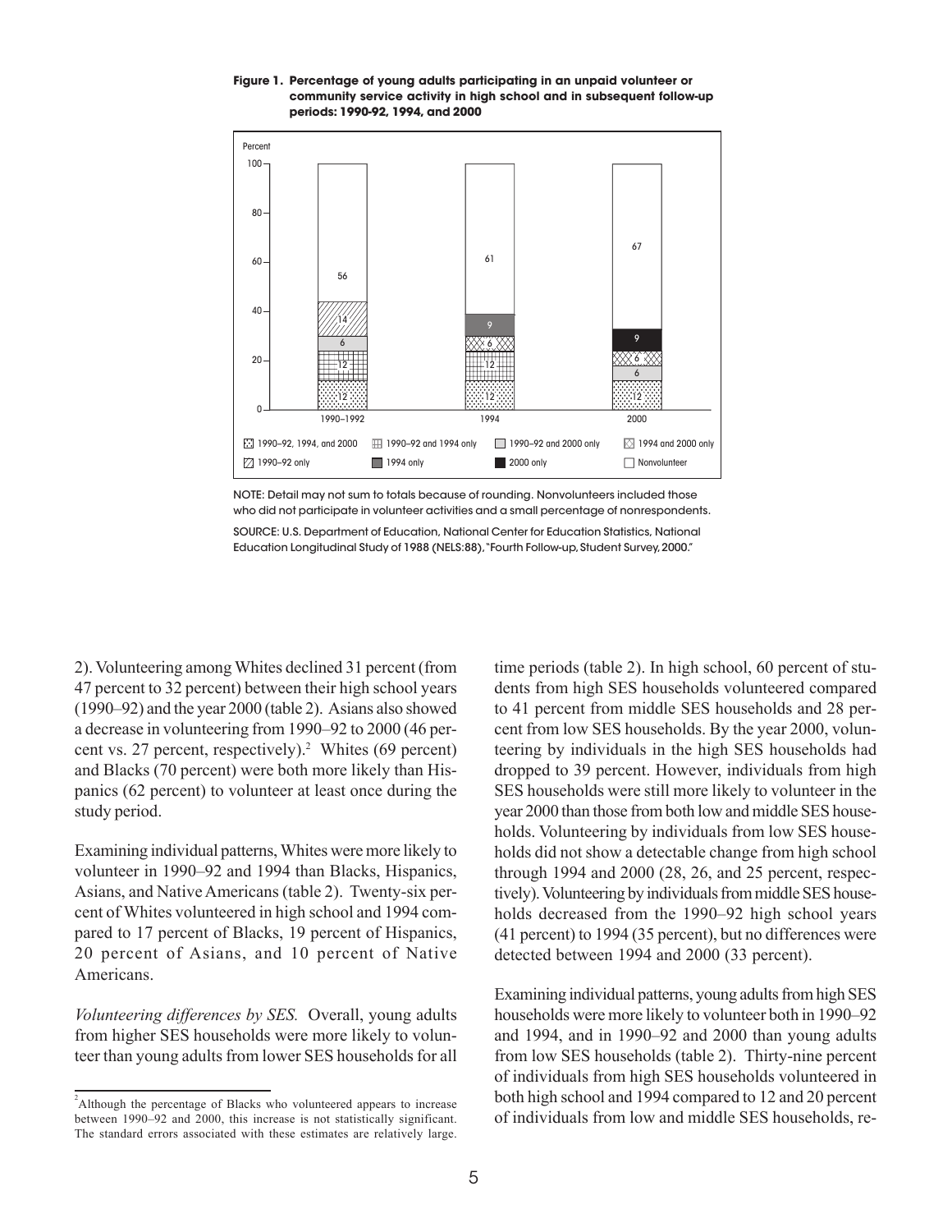**Figure 1. Percentage of young adults participating in an unpaid volunteer or community service activity in high school and in subsequent follow-up periods: 1990-92, 1994, and 2000**

NOTE: Detail may not sum to totals because of rounding. Nonvolunteers included those who did not participate in volunteer activities and a small percentage of nonrespondents.

SOURCE: U.S. Department of Education, National Center for Education Statistics, National Education Longitudinal Study of 1988 (NELS:88), "Fourth Follow-up, Student Survey, 2000."

2). Volunteering among Whites declined 31 percent (from 47 percent to 32 percent) between their high school years (1990–92) and the year 2000 (table 2). Asians also showed a decrease in volunteering from 1990–92 to 2000 (46 percent vs. 27 percent, respectively).[2] Whites (69 percent) and Blacks (70 percent) were both more likely than Hispanics (62 percent) to volunteer at least once during the study period.

Examining individual patterns, Whites were more likely to volunteer in 1990–92 and 1994 than Blacks, Hispanics, Asians, and Native Americans (table 2). Twenty-six percent of Whites volunteered in high school and 1994 compared to 17 percent of Blacks, 19 percent of Hispanics, 20 percent of Asians, and 10 percent of Native Americans.

*Volunteering differences by SES.* Overall, young adults from higher SES households were more likely to volunteer than young adults from lower SES households for all time periods (table 2). In high school, 60 percent of students from high SES households volunteered compared to 41 percent from middle SES households and 28 percent from low SES households. By the year 2000, volunteering by individuals in the high SES households had dropped to 39 percent. However, individuals from high SES households were still more likely to volunteer in the year 2000 than those from both low and middle SES households. Volunteering by individuals from low SES households did not show a detectable change from high school through 1994 and 2000 (28, 26, and 25 percent, respectively). Volunteering by individuals from middle SES households decreased from the 1990–92 high school years (41 percent) to 1994 (35 percent), but no differences were detected between 1994 and 2000 (33 percent).

Examining individual patterns, young adults from high SES households were more likely to volunteer both in 1990–92 and 1994, and in 1990–92 and 2000 than young adults from low SES households (table 2). Thirty-nine percent of individuals from high SES households volunteered in both high school and 1994 compared to 12 and 20 percent of individuals from low and middle SES households, re-

[2] Although the percentage of Blacks who volunteered appears to increase between 1990–92 and 2000, this increase is not statistically significant. The standard errors associated with these estimates are relatively large.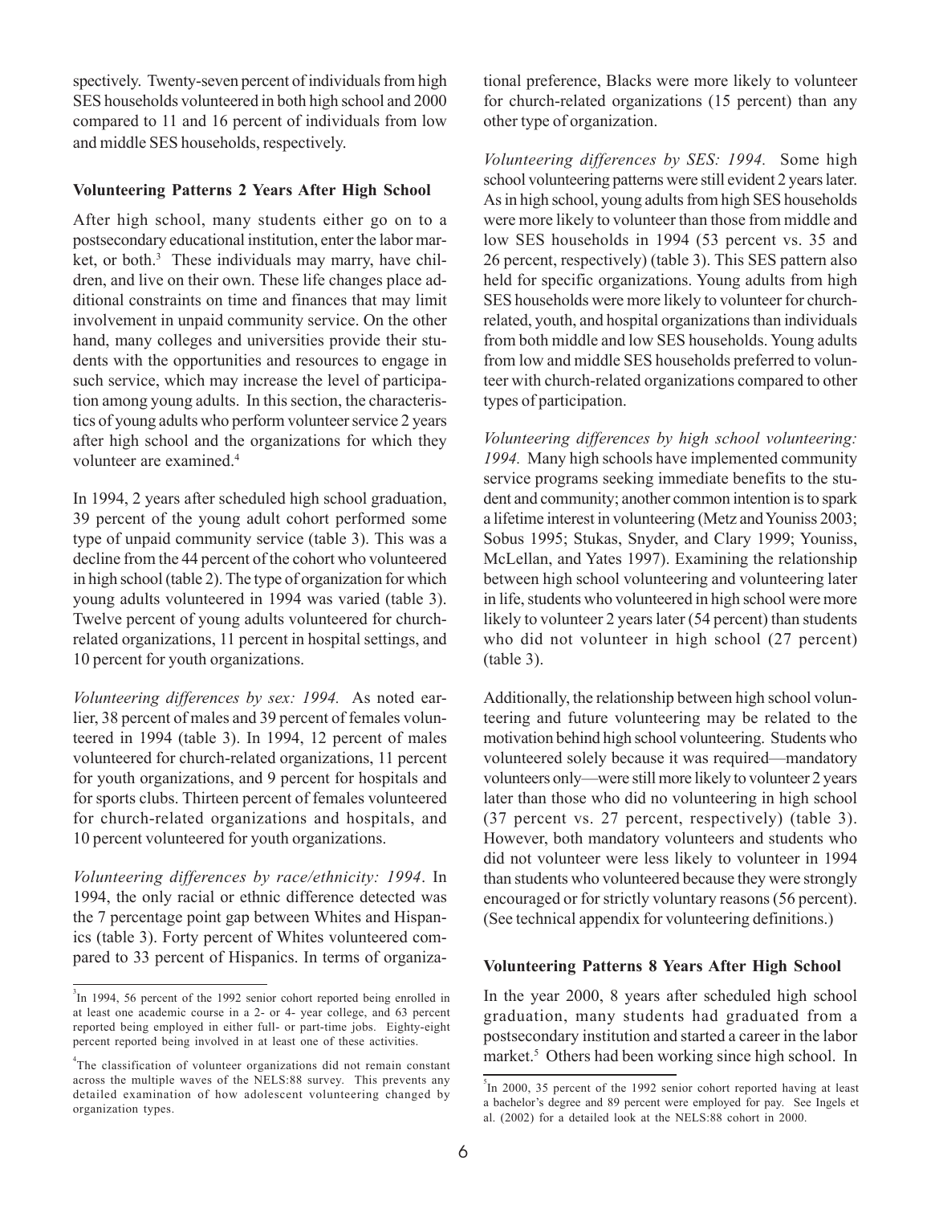spectively. Twenty-seven percent of individuals from high SES households volunteered in both high school and 2000 compared to 11 and 16 percent of individuals from low and middle SES households, respectively.

### Volunteering Patterns 2 Years After High School

After high school, many students either go on to a postsecondary educational institution, enter the labor market, or both.[3] These individuals may marry, have children, and live on their own. These life changes place additional constraints on time and finances that may limit involvement in unpaid community service. On the other hand, many colleges and universities provide their students with the opportunities and resources to engage in such service, which may increase the level of participation among young adults. In this section, the characteristics of young adults who perform volunteer service 2 years after high school and the organizations for which they volunteer are examined.[4]

In 1994, 2 years after scheduled high school graduation, 39 percent of the young adult cohort performed some type of unpaid community service (table 3). This was a decline from the 44 percent of the cohort who volunteered in high school (table 2). The type of organization for which young adults volunteered in 1994 was varied (table 3). Twelve percent of young adults volunteered for church-related organizations, 11 percent in hospital settings, and 10 percent for youth organizations.

*Volunteering differences by sex: 1994.* As noted earlier, 38 percent of males and 39 percent of females volunteered in 1994 (table 3). In 1994, 12 percent of males volunteered for church-related organizations, 11 percent for youth organizations, and 9 percent for hospitals and for sports clubs. Thirteen percent of females volunteered for church-related organizations and hospitals, and 10 percent volunteered for youth organizations.

*Volunteering differences by race/ethnicity: 1994*. In 1994, the only racial or ethnic difference detected was the 7 percentage point gap between Whites and Hispanics (table 3). Forty percent of Whites volunteered compared to 33 percent of Hispanics. In terms of organizational preference, Blacks were more likely to volunteer for church-related organizations (15 percent) than any other type of organization.

*Volunteering differences by SES: 1994.* Some high school volunteering patterns were still evident 2 years later. As in high school, young adults from high SES households were more likely to volunteer than those from middle and low SES households in 1994 (53 percent vs. 35 and 26 percent, respectively) (table 3). This SES pattern also held for specific organizations. Young adults from high SES households were more likely to volunteer for church-related, youth, and hospital organizations than individuals from both middle and low SES households. Young adults from low and middle SES households preferred to volunteer with church-related organizations compared to other types of participation.

*Volunteering differences by high school volunteering: 1994.* Many high schools have implemented community service programs seeking immediate benefits to the student and community; another common intention is to spark a lifetime interest in volunteering (Metz and Youniss 2003; Sobus 1995; Stukas, Snyder, and Clary 1999; Youniss, McLellan, and Yates 1997). Examining the relationship between high school volunteering and volunteering later in life, students who volunteered in high school were more likely to volunteer 2 years later (54 percent) than students who did not volunteer in high school (27 percent) (table 3).

Additionally, the relationship between high school volunteering and future volunteering may be related to the motivation behind high school volunteering. Students who volunteered solely because it was required—mandatory volunteers only—were still more likely to volunteer 2 years later than those who did no volunteering in high school (37 percent vs. 27 percent, respectively) (table 3). However, both mandatory volunteers and students who did not volunteer were less likely to volunteer in 1994 than students who volunteered because they were strongly encouraged or for strictly voluntary reasons (56 percent). (See technical appendix for volunteering definitions.)

### Volunteering Patterns 8 Years After High School

In the year 2000, 8 years after scheduled high school graduation, many students had graduated from a postsecondary institution and started a career in the labor market.[5] Others had been working since high school. In

---

[3] In 1994, 56 percent of the 1992 senior cohort reported being enrolled in at least one academic course in a 2- or 4- year college, and 63 percent reported being employed in either full- or part-time jobs. Eighty-eight percent reported being involved in at least one of these activities.

[4] The classification of volunteer organizations did not remain constant across the multiple waves of the NELS:88 survey. This prevents any detailed examination of how adolescent volunteering changed by organization types.

[5] In 2000, 35 percent of the 1992 senior cohort reported having at least a bachelor's degree and 89 percent were employed for pay. See Ingels et al. (2002) for a detailed look at the NELS:88 cohort in 2000.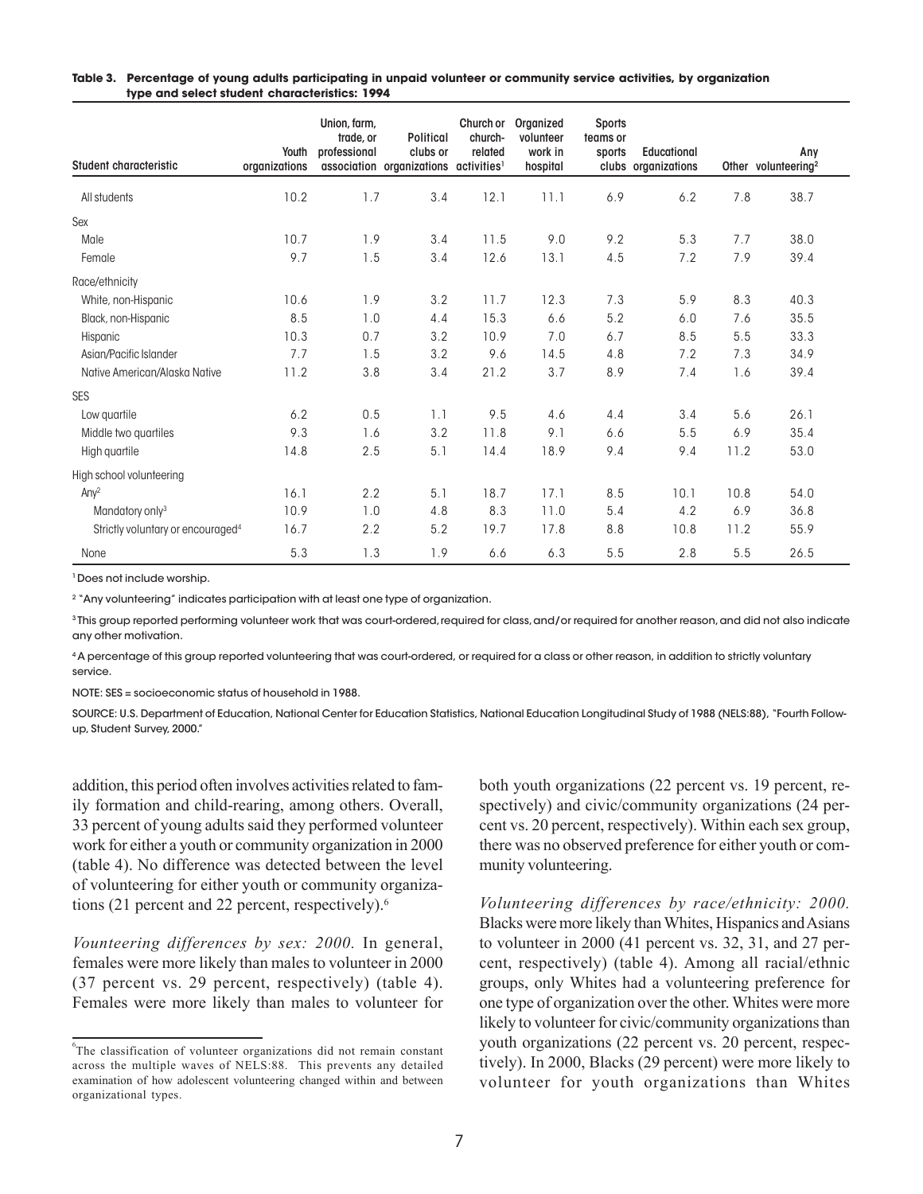**Table 3. Percentage of young adults participating in unpaid volunteer or community service activities, by organization type and select student characteristics: 1994**

| Student characteristic | Youth organizations | Union, farm, trade, or professional association | Political clubs or organizations | Church or church-related activities[1] | Organized volunteer work in hospital | Sports teams or sports clubs | Educational organizations | Other | Any volunteering[2] |
|---|---|---|---|---|---|---|---|---|---|
| All students | 10.2 | 1.7 | 3.4 | 12.1 | 11.1 | 6.9 | 6.2 | 7.8 | 38.7 |
| Sex | | | | | | | | | |
| Male | 10.7 | 1.9 | 3.4 | 11.5 | 9.0 | 9.2 | 5.3 | 7.7 | 38.0 |
| Female | 9.7 | 1.5 | 3.4 | 12.6 | 13.1 | 4.5 | 7.2 | 7.9 | 39.4 |
| Race/ethnicity | | | | | | | | | |
| White, non-Hispanic | 10.6 | 1.9 | 3.2 | 11.7 | 12.3 | 7.3 | 5.9 | 8.3 | 40.3 |
| Black, non-Hispanic | 8.5 | 1.0 | 4.4 | 15.3 | 6.6 | 5.2 | 6.0 | 7.6 | 35.5 |
| Hispanic | 10.3 | 0.7 | 3.2 | 10.9 | 7.0 | 6.7 | 8.5 | 5.5 | 33.3 |
| Asian/Pacific Islander | 7.7 | 1.5 | 3.2 | 9.6 | 14.5 | 4.8 | 7.2 | 7.3 | 34.9 |
| Native American/Alaska Native | 11.2 | 3.8 | 3.4 | 21.2 | 3.7 | 8.9 | 7.4 | 1.6 | 39.4 |
| SES | | | | | | | | | |
| Low quartile | 6.2 | 0.5 | 1.1 | 9.5 | 4.6 | 4.4 | 3.4 | 5.6 | 26.1 |
| Middle two quartiles | 9.3 | 1.6 | 3.2 | 11.8 | 9.1 | 6.6 | 5.5 | 6.9 | 35.4 |
| High quartile | 14.8 | 2.5 | 5.1 | 14.4 | 18.9 | 9.4 | 9.4 | 11.2 | 53.0 |
| High school volunteering | | | | | | | | | |
| Any[2] | 16.1 | 2.2 | 5.1 | 18.7 | 17.1 | 8.5 | 10.1 | 10.8 | 54.0 |
| Mandatory only[3] | 10.9 | 1.0 | 4.8 | 8.3 | 11.0 | 5.4 | 4.2 | 6.9 | 36.8 |
| Strictly voluntary or encouraged[4] | 16.7 | 2.2 | 5.2 | 19.7 | 17.8 | 8.8 | 10.8 | 11.2 | 55.9 |
| None | 5.3 | 1.3 | 1.9 | 6.6 | 6.3 | 5.5 | 2.8 | 5.5 | 26.5 |

[1] Does not include worship.

[2] "Any volunteering" indicates participation with at least one type of organization.

[3] This group reported performing volunteer work that was court-ordered, required for class, and/or required for another reason, and did not also indicate any other motivation.

[4] A percentage of this group reported volunteering that was court-ordered, or required for a class or other reason, in addition to strictly voluntary service.

NOTE: SES = socioeconomic status of household in 1988.

SOURCE: U.S. Department of Education, National Center for Education Statistics, National Education Longitudinal Study of 1988 (NELS:88), "Fourth Follow-up, Student Survey, 2000."

addition, this period often involves activities related to family formation and child-rearing, among others. Overall, 33 percent of young adults said they performed volunteer work for either a youth or community organization in 2000 (table 4). No difference was detected between the level of volunteering for either youth or community organizations (21 percent and 22 percent, respectively).[6]

*Vounteering differences by sex: 2000.* In general, females were more likely than males to volunteer in 2000 (37 percent vs. 29 percent, respectively) (table 4). Females were more likely than males to volunteer for both youth organizations (22 percent vs. 19 percent, respectively) and civic/community organizations (24 percent vs. 20 percent, respectively). Within each sex group, there was no observed preference for either youth or community volunteering.

*Volunteering differences by race/ethnicity: 2000.* Blacks were more likely than Whites, Hispanics and Asians to volunteer in 2000 (41 percent vs. 32, 31, and 27 percent, respectively) (table 4). Among all racial/ethnic groups, only Whites had a volunteering preference for one type of organization over the other. Whites were more likely to volunteer for civic/community organizations than youth organizations (22 percent vs. 20 percent, respectively). In 2000, Blacks (29 percent) were more likely to volunteer for youth organizations than Whites

[6] The classification of volunteer organizations did not remain constant across the multiple waves of NELS:88. This prevents any detailed examination of how adolescent volunteering changed within and between organizational types.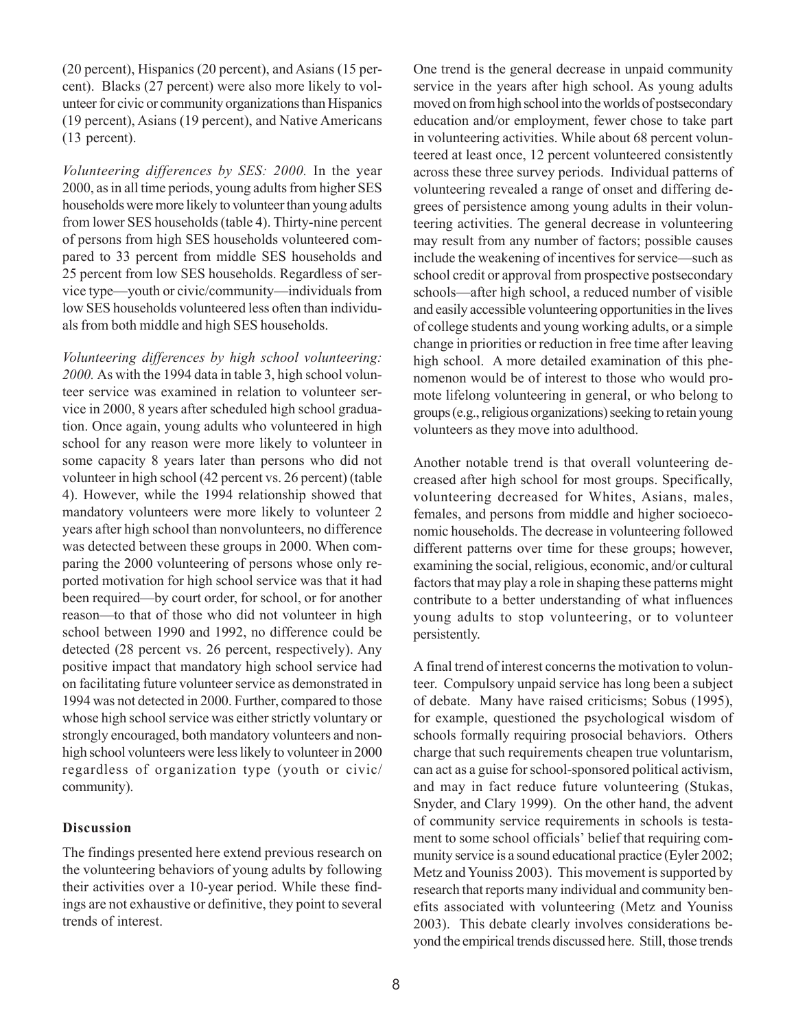(20 percent), Hispanics (20 percent), and Asians (15 percent). Blacks (27 percent) were also more likely to volunteer for civic or community organizations than Hispanics (19 percent), Asians (19 percent), and Native Americans (13 percent).

*Volunteering differences by SES: 2000.* In the year 2000, as in all time periods, young adults from higher SES households were more likely to volunteer than young adults from lower SES households (table 4). Thirty-nine percent of persons from high SES households volunteered compared to 33 percent from middle SES households and 25 percent from low SES households. Regardless of service type—youth or civic/community—individuals from low SES households volunteered less often than individuals from both middle and high SES households.

*Volunteering differences by high school volunteering: 2000.* As with the 1994 data in table 3, high school volunteer service was examined in relation to volunteer service in 2000, 8 years after scheduled high school graduation. Once again, young adults who volunteered in high school for any reason were more likely to volunteer in some capacity 8 years later than persons who did not volunteer in high school (42 percent vs. 26 percent) (table 4). However, while the 1994 relationship showed that mandatory volunteers were more likely to volunteer 2 years after high school than nonvolunteers, no difference was detected between these groups in 2000. When comparing the 2000 volunteering of persons whose only reported motivation for high school service was that it had been required—by court order, for school, or for another reason—to that of those who did not volunteer in high school between 1990 and 1992, no difference could be detected (28 percent vs. 26 percent, respectively). Any positive impact that mandatory high school service had on facilitating future volunteer service as demonstrated in 1994 was not detected in 2000. Further, compared to those whose high school service was either strictly voluntary or strongly encouraged, both mandatory volunteers and non-high school volunteers were less likely to volunteer in 2000 regardless of organization type (youth or civic/community).

### Discussion

The findings presented here extend previous research on the volunteering behaviors of young adults by following their activities over a 10-year period. While these findings are not exhaustive or definitive, they point to several trends of interest.

One trend is the general decrease in unpaid community service in the years after high school. As young adults moved on from high school into the worlds of postsecondary education and/or employment, fewer chose to take part in volunteering activities. While about 68 percent volunteered at least once, 12 percent volunteered consistently across these three survey periods. Individual patterns of volunteering revealed a range of onset and differing degrees of persistence among young adults in their volunteering activities. The general decrease in volunteering may result from any number of factors; possible causes include the weakening of incentives for service—such as school credit or approval from prospective postsecondary schools—after high school, a reduced number of visible and easily accessible volunteering opportunities in the lives of college students and young working adults, or a simple change in priorities or reduction in free time after leaving high school. A more detailed examination of this phenomenon would be of interest to those who would promote lifelong volunteering in general, or who belong to groups (e.g., religious organizations) seeking to retain young volunteers as they move into adulthood.

Another notable trend is that overall volunteering decreased after high school for most groups. Specifically, volunteering decreased for Whites, Asians, males, females, and persons from middle and higher socioeconomic households. The decrease in volunteering followed different patterns over time for these groups; however, examining the social, religious, economic, and/or cultural factors that may play a role in shaping these patterns might contribute to a better understanding of what influences young adults to stop volunteering, or to volunteer persistently.

A final trend of interest concerns the motivation to volunteer. Compulsory unpaid service has long been a subject of debate. Many have raised criticisms; Sobus (1995), for example, questioned the psychological wisdom of schools formally requiring prosocial behaviors. Others charge that such requirements cheapen true voluntarism, can act as a guise for school-sponsored political activism, and may in fact reduce future volunteering (Stukas, Snyder, and Clary 1999). On the other hand, the advent of community service requirements in schools is testament to some school officials' belief that requiring community service is a sound educational practice (Eyler 2002; Metz and Youniss 2003). This movement is supported by research that reports many individual and community benefits associated with volunteering (Metz and Youniss 2003). This debate clearly involves considerations beyond the empirical trends discussed here. Still, those trends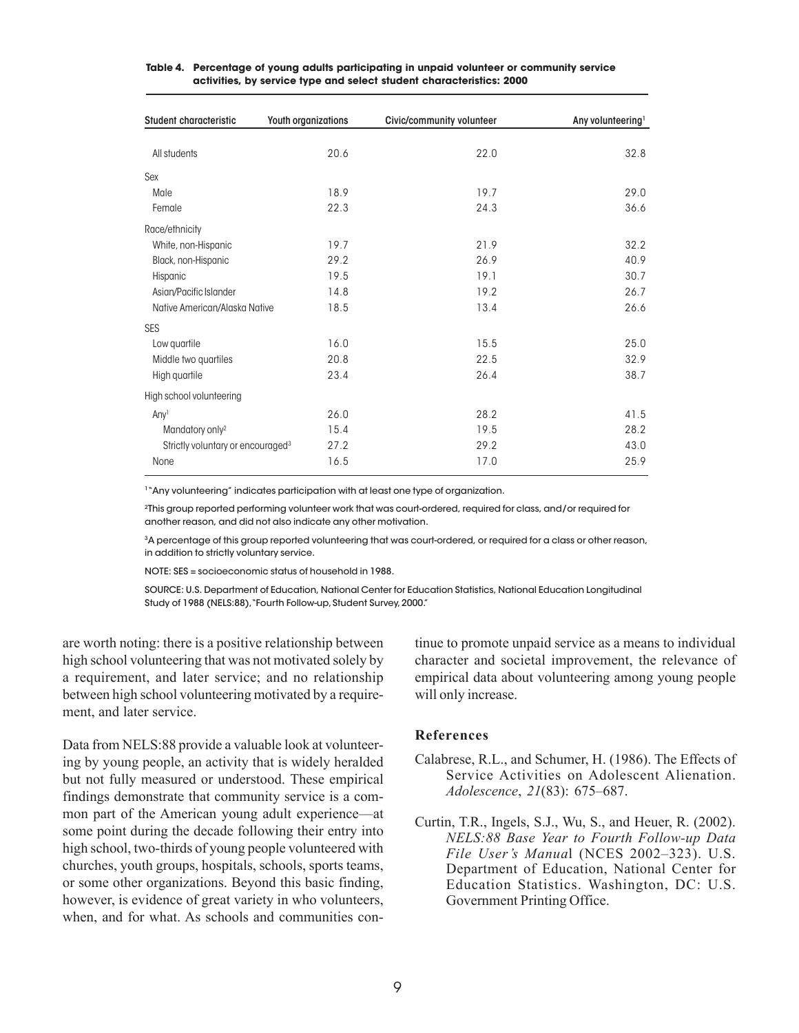**Table 4. Percentage of young adults participating in unpaid volunteer or community service activities, by service type and select student characteristics: 2000**

| Student characteristic | Youth organizations | Civic/community volunteer | Any volunteering[1] |
|---|---|---|---|
| All students | 20.6 | 22.0 | 32.8 |
| Sex | | | |
| Male | 18.9 | 19.7 | 29.0 |
| Female | 22.3 | 24.3 | 36.6 |
| Race/ethnicity | | | |
| White, non-Hispanic | 19.7 | 21.9 | 32.2 |
| Black, non-Hispanic | 29.2 | 26.9 | 40.9 |
| Hispanic | 19.5 | 19.1 | 30.7 |
| Asian/Pacific Islander | 14.8 | 19.2 | 26.7 |
| Native American/Alaska Native | 18.5 | 13.4 | 26.6 |
| SES | | | |
| Low quartile | 16.0 | 15.5 | 25.0 |
| Middle two quartiles | 20.8 | 22.5 | 32.9 |
| High quartile | 23.4 | 26.4 | 38.7 |
| High school volunteering | | | |
| Any[1] | 26.0 | 28.2 | 41.5 |
| Mandatory only[2] | 15.4 | 19.5 | 28.2 |
| Strictly voluntary or encouraged[3] | 27.2 | 29.2 | 43.0 |
| None | 16.5 | 17.0 | 25.9 |

[1] "Any volunteering" indicates participation with at least one type of organization.

[2] This group reported performing volunteer work that was court-ordered, required for class, and/or required for another reason, and did not also indicate any other motivation.

[3] A percentage of this group reported volunteering that was court-ordered, or required for a class or other reason, in addition to strictly voluntary service.

NOTE: SES = socioeconomic status of household in 1988.

SOURCE: U.S. Department of Education, National Center for Education Statistics, National Education Longitudinal Study of 1988 (NELS:88), "Fourth Follow-up, Student Survey, 2000."

are worth noting: there is a positive relationship between high school volunteering that was not motivated solely by a requirement, and later service; and no relationship between high school volunteering motivated by a requirement, and later service.

Data from NELS:88 provide a valuable look at volunteering by young people, an activity that is widely heralded but not fully measured or understood. These empirical findings demonstrate that community service is a common part of the American young adult experience—at some point during the decade following their entry into high school, two-thirds of young people volunteered with churches, youth groups, hospitals, schools, sports teams, or some other organizations. Beyond this basic finding, however, is evidence of great variety in who volunteers, when, and for what. As schools and communities continue to promote unpaid service as a means to individual character and societal improvement, the relevance of empirical data about volunteering among young people will only increase.

## References

Calabrese, R.L., and Schumer, H. (1986). The Effects of Service Activities on Adolescent Alienation. *Adolescence*, *21*(83): 675–687.

Curtin, T.R., Ingels, S.J., Wu, S., and Heuer, R. (2002). *NELS:88 Base Year to Fourth Follow-up Data File User's Manual* (NCES 2002–323). U.S. Department of Education, National Center for Education Statistics. Washington, DC: U.S. Government Printing Office.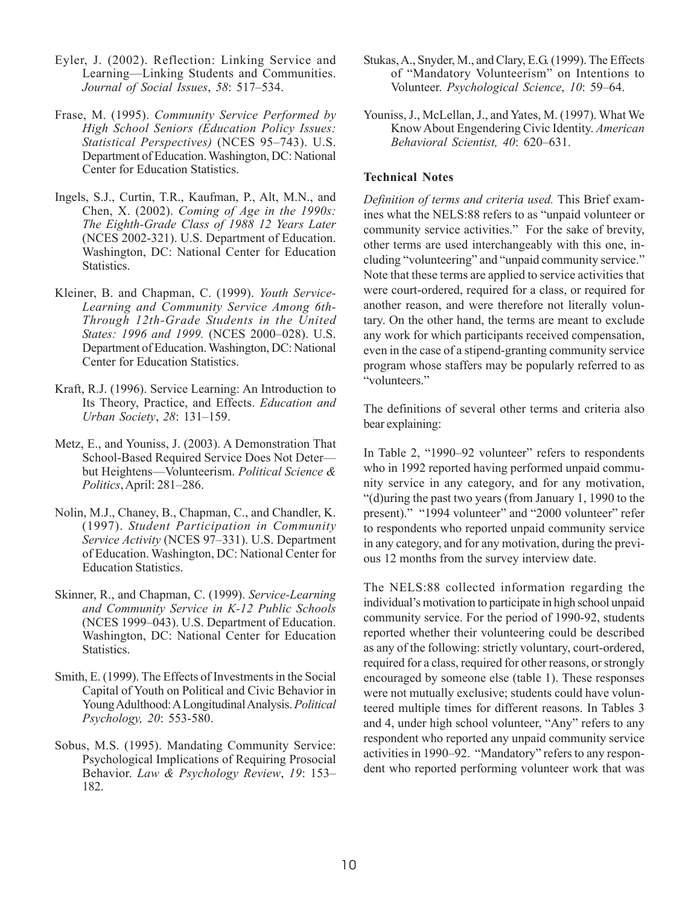Eyler, J. (2002). Reflection: Linking Service and Learning—Linking Students and Communities. *Journal of Social Issues*, *58*: 517–534.

Frase, M. (1995). *Community Service Performed by High School Seniors (Education Policy Issues: Statistical Perspectives)* (NCES 95–743). U.S. Department of Education. Washington, DC: National Center for Education Statistics.

Ingels, S.J., Curtin, T.R., Kaufman, P., Alt, M.N., and Chen, X. (2002). *Coming of Age in the 1990s: The Eighth-Grade Class of 1988 12 Years Later* (NCES 2002-321). U.S. Department of Education. Washington, DC: National Center for Education Statistics.

Kleiner, B. and Chapman, C. (1999). *Youth Service-Learning and Community Service Among 6th-Through 12th-Grade Students in the United States: 1996 and 1999.* (NCES 2000–028). U.S. Department of Education. Washington, DC: National Center for Education Statistics.

Kraft, R.J. (1996). Service Learning: An Introduction to Its Theory, Practice, and Effects. *Education and Urban Society*, *28*: 131–159.

Metz, E., and Youniss, J. (2003). A Demonstration That School-Based Required Service Does Not Deter—but Heightens—Volunteerism. *Political Science & Politics*, April: 281–286.

Nolin, M.J., Chaney, B., Chapman, C., and Chandler, K. (1997). *Student Participation in Community Service Activity* (NCES 97–331). U.S. Department of Education. Washington, DC: National Center for Education Statistics.

Skinner, R., and Chapman, C. (1999). *Service-Learning and Community Service in K-12 Public Schools* (NCES 1999–043). U.S. Department of Education. Washington, DC: National Center for Education Statistics.

Smith, E. (1999). The Effects of Investments in the Social Capital of Youth on Political and Civic Behavior in Young Adulthood: A Longitudinal Analysis. *Political Psychology, 20*: 553-580.

Sobus, M.S. (1995). Mandating Community Service: Psychological Implications of Requiring Prosocial Behavior. *Law & Psychology Review*, *19*: 153–182.

Stukas, A., Snyder, M., and Clary, E.G. (1999). The Effects of "Mandatory Volunteerism" on Intentions to Volunteer. *Psychological Science*, *10*: 59–64.

Youniss, J., McLellan, J., and Yates, M. (1997). What We Know About Engendering Civic Identity. *American Behavioral Scientist, 40*: 620–631.

**Technical Notes**

*Definition of terms and criteria used.* This Brief examines what the NELS:88 refers to as "unpaid volunteer or community service activities." For the sake of brevity, other terms are used interchangeably with this one, including "volunteering" and "unpaid community service." Note that these terms are applied to service activities that were court-ordered, required for a class, or required for another reason, and were therefore not literally voluntary. On the other hand, the terms are meant to exclude any work for which participants received compensation, even in the case of a stipend-granting community service program whose staffers may be popularly referred to as "volunteers."

The definitions of several other terms and criteria also bear explaining:

In Table 2, "1990–92 volunteer" refers to respondents who in 1992 reported having performed unpaid community service in any category, and for any motivation, "(d)uring the past two years (from January 1, 1990 to the present)." "1994 volunteer" and "2000 volunteer" refer to respondents who reported unpaid community service in any category, and for any motivation, during the previous 12 months from the survey interview date.

The NELS:88 collected information regarding the individual's motivation to participate in high school unpaid community service. For the period of 1990-92, students reported whether their volunteering could be described as any of the following: strictly voluntary, court-ordered, required for a class, required for other reasons, or strongly encouraged by someone else (table 1). These responses were not mutually exclusive; students could have volunteered multiple times for different reasons. In Tables 3 and 4, under high school volunteer, "Any" refers to any respondent who reported any unpaid community service activities in 1990–92. "Mandatory" refers to any respondent who reported performing volunteer work that was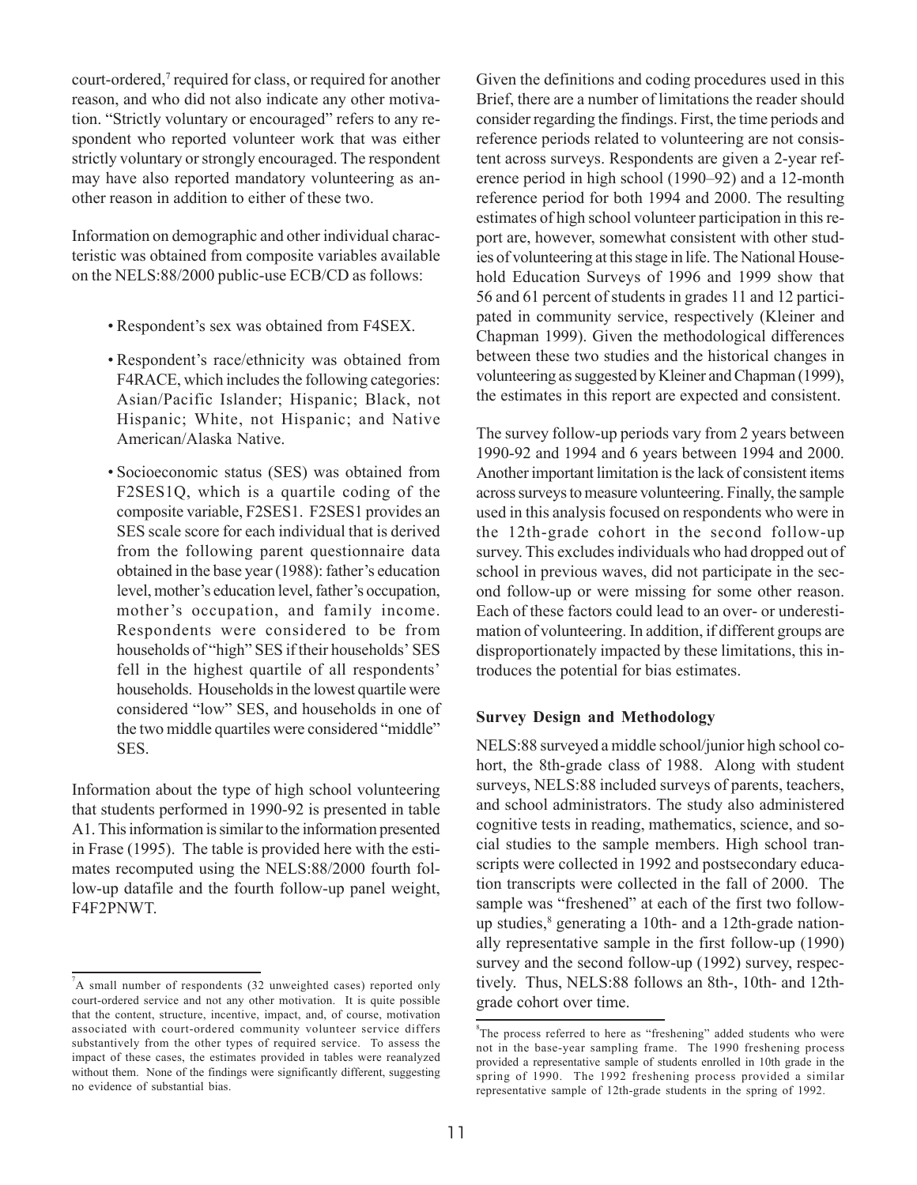court-ordered,[7] required for class, or required for another reason, and who did not also indicate any other motivation. "Strictly voluntary or encouraged" refers to any respondent who reported volunteer work that was either strictly voluntary or strongly encouraged. The respondent may have also reported mandatory volunteering as another reason in addition to either of these two.

Information on demographic and other individual characteristic was obtained from composite variables available on the NELS:88/2000 public-use ECB/CD as follows:

- Respondent's sex was obtained from F4SEX.
- Respondent's race/ethnicity was obtained from F4RACE, which includes the following categories: Asian/Pacific Islander; Hispanic; Black, not Hispanic; White, not Hispanic; and Native American/Alaska Native.
- Socioeconomic status (SES) was obtained from F2SES1Q, which is a quartile coding of the composite variable, F2SES1. F2SES1 provides an SES scale score for each individual that is derived from the following parent questionnaire data obtained in the base year (1988): father's education level, mother's education level, father's occupation, mother's occupation, and family income. Respondents were considered to be from households of "high" SES if their households' SES fell in the highest quartile of all respondents' households. Households in the lowest quartile were considered "low" SES, and households in one of the two middle quartiles were considered "middle" SES.

Information about the type of high school volunteering that students performed in 1990-92 is presented in table A1. This information is similar to the information presented in Frase (1995). The table is provided here with the estimates recomputed using the NELS:88/2000 fourth follow-up datafile and the fourth follow-up panel weight, F4F2PNWT.

Given the definitions and coding procedures used in this Brief, there are a number of limitations the reader should consider regarding the findings. First, the time periods and reference periods related to volunteering are not consistent across surveys. Respondents are given a 2-year reference period in high school (1990–92) and a 12-month reference period for both 1994 and 2000. The resulting estimates of high school volunteer participation in this report are, however, somewhat consistent with other studies of volunteering at this stage in life. The National Household Education Surveys of 1996 and 1999 show that 56 and 61 percent of students in grades 11 and 12 participated in community service, respectively (Kleiner and Chapman 1999). Given the methodological differences between these two studies and the historical changes in volunteering as suggested by Kleiner and Chapman (1999), the estimates in this report are expected and consistent.

The survey follow-up periods vary from 2 years between 1990-92 and 1994 and 6 years between 1994 and 2000. Another important limitation is the lack of consistent items across surveys to measure volunteering. Finally, the sample used in this analysis focused on respondents who were in the 12th-grade cohort in the second follow-up survey. This excludes individuals who had dropped out of school in previous waves, did not participate in the second follow-up or were missing for some other reason. Each of these factors could lead to an over- or underestimation of volunteering. In addition, if different groups are disproportionately impacted by these limitations, this introduces the potential for bias estimates.

### Survey Design and Methodology

NELS:88 surveyed a middle school/junior high school cohort, the 8th-grade class of 1988. Along with student surveys, NELS:88 included surveys of parents, teachers, and school administrators. The study also administered cognitive tests in reading, mathematics, science, and social studies to the sample members. High school transcripts were collected in 1992 and postsecondary education transcripts were collected in the fall of 2000. The sample was "freshened" at each of the first two follow-up studies,[8] generating a 10th- and a 12th-grade nationally representative sample in the first follow-up (1990) survey and the second follow-up (1992) survey, respectively. Thus, NELS:88 follows an 8th-, 10th- and 12th-grade cohort over time.

[7] A small number of respondents (32 unweighted cases) reported only court-ordered service and not any other motivation. It is quite possible that the content, structure, incentive, impact, and, of course, motivation associated with court-ordered community volunteer service differs substantively from the other types of required service. To assess the impact of these cases, the estimates provided in tables were reanalyzed without them. None of the findings were significantly different, suggesting no evidence of substantial bias.

[8] The process referred to here as "freshening" added students who were not in the base-year sampling frame. The 1990 freshening process provided a representative sample of students enrolled in 10th grade in the spring of 1990. The 1992 freshening process provided a similar representative sample of 12th-grade students in the spring of 1992.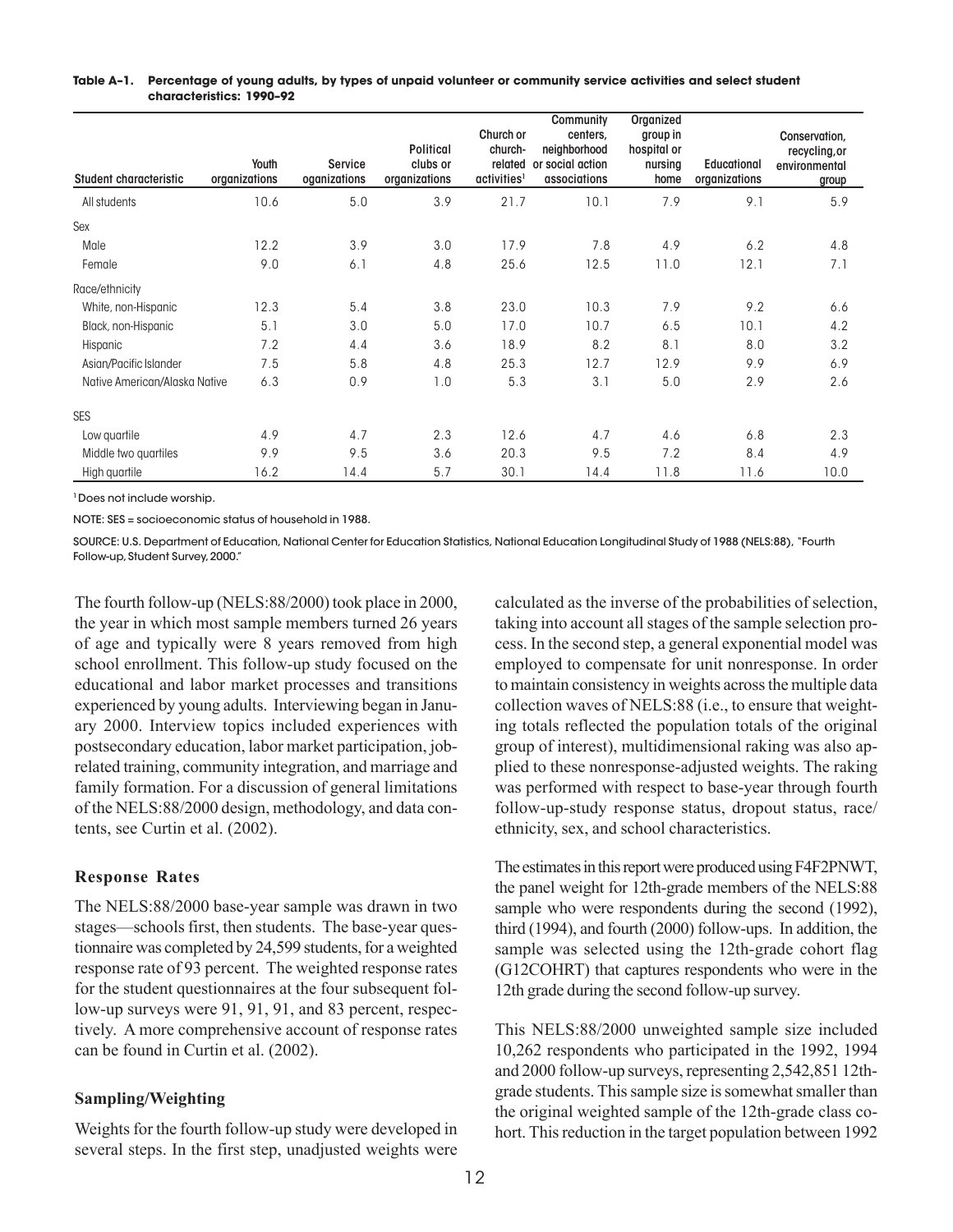**Table A-1. Percentage of young adults, by types of unpaid volunteer or community service activities and select student characteristics: 1990–92**

| Student characteristic | Youth organizations | Service oganizations | Political clubs or organizations | Church or church-related activities[1] | Community centers, neighborhood or social action associations | Organized group in hospital or nursing home | Educational organizations | Conservation, recycling,or environmental group |
|---|---|---|---|---|---|---|---|---|
| All students | 10.6 | 5.0 | 3.9 | 21.7 | 10.1 | 7.9 | 9.1 | 5.9 |
| Sex | | | | | | | | |
| Male | 12.2 | 3.9 | 3.0 | 17.9 | 7.8 | 4.9 | 6.2 | 4.8 |
| Female | 9.0 | 6.1 | 4.8 | 25.6 | 12.5 | 11.0 | 12.1 | 7.1 |
| Race/ethnicity | | | | | | | | |
| White, non-Hispanic | 12.3 | 5.4 | 3.8 | 23.0 | 10.3 | 7.9 | 9.2 | 6.6 |
| Black, non-Hispanic | 5.1 | 3.0 | 5.0 | 17.0 | 10.7 | 6.5 | 10.1 | 4.2 |
| Hispanic | 7.2 | 4.4 | 3.6 | 18.9 | 8.2 | 8.1 | 8.0 | 3.2 |
| Asian/Pacific Islander | 7.5 | 5.8 | 4.8 | 25.3 | 12.7 | 12.9 | 9.9 | 6.9 |
| Native American/Alaska Native | 6.3 | 0.9 | 1.0 | 5.3 | 3.1 | 5.0 | 2.9 | 2.6 |
| SES | | | | | | | | |
| Low quartile | 4.9 | 4.7 | 2.3 | 12.6 | 4.7 | 4.6 | 6.8 | 2.3 |
| Middle two quartiles | 9.9 | 9.5 | 3.6 | 20.3 | 9.5 | 7.2 | 8.4 | 4.9 |
| High quartile | 16.2 | 14.4 | 5.7 | 30.1 | 14.4 | 11.8 | 11.6 | 10.0 |

[1] Does not include worship.

NOTE: SES = socioeconomic status of household in 1988.

SOURCE: U.S. Department of Education, National Center for Education Statistics, National Education Longitudinal Study of 1988 (NELS:88), "Fourth Follow-up, Student Survey, 2000."

The fourth follow-up (NELS:88/2000) took place in 2000, the year in which most sample members turned 26 years of age and typically were 8 years removed from high school enrollment. This follow-up study focused on the educational and labor market processes and transitions experienced by young adults. Interviewing began in January 2000. Interview topics included experiences with postsecondary education, labor market participation, job-related training, community integration, and marriage and family formation. For a discussion of general limitations of the NELS:88/2000 design, methodology, and data contents, see Curtin et al. (2002).

### Response Rates

The NELS:88/2000 base-year sample was drawn in two stages—schools first, then students. The base-year questionnaire was completed by 24,599 students, for a weighted response rate of 93 percent. The weighted response rates for the student questionnaires at the four subsequent follow-up surveys were 91, 91, 91, and 83 percent, respectively. A more comprehensive account of response rates can be found in Curtin et al. (2002).

### Sampling/Weighting

Weights for the fourth follow-up study were developed in several steps. In the first step, unadjusted weights were calculated as the inverse of the probabilities of selection, taking into account all stages of the sample selection process. In the second step, a general exponential model was employed to compensate for unit nonresponse. In order to maintain consistency in weights across the multiple data collection waves of NELS:88 (i.e., to ensure that weighting totals reflected the population totals of the original group of interest), multidimensional raking was also applied to these nonresponse-adjusted weights. The raking was performed with respect to base-year through fourth follow-up-study response status, dropout status, race/ethnicity, sex, and school characteristics.

The estimates in this report were produced using F4F2PNWT, the panel weight for 12th-grade members of the NELS:88 sample who were respondents during the second (1992), third (1994), and fourth (2000) follow-ups. In addition, the sample was selected using the 12th-grade cohort flag (G12COHRT) that captures respondents who were in the 12th grade during the second follow-up survey.

This NELS:88/2000 unweighted sample size included 10,262 respondents who participated in the 1992, 1994 and 2000 follow-up surveys, representing 2,542,851 12th-grade students. This sample size is somewhat smaller than the original weighted sample of the 12th-grade class cohort. This reduction in the target population between 1992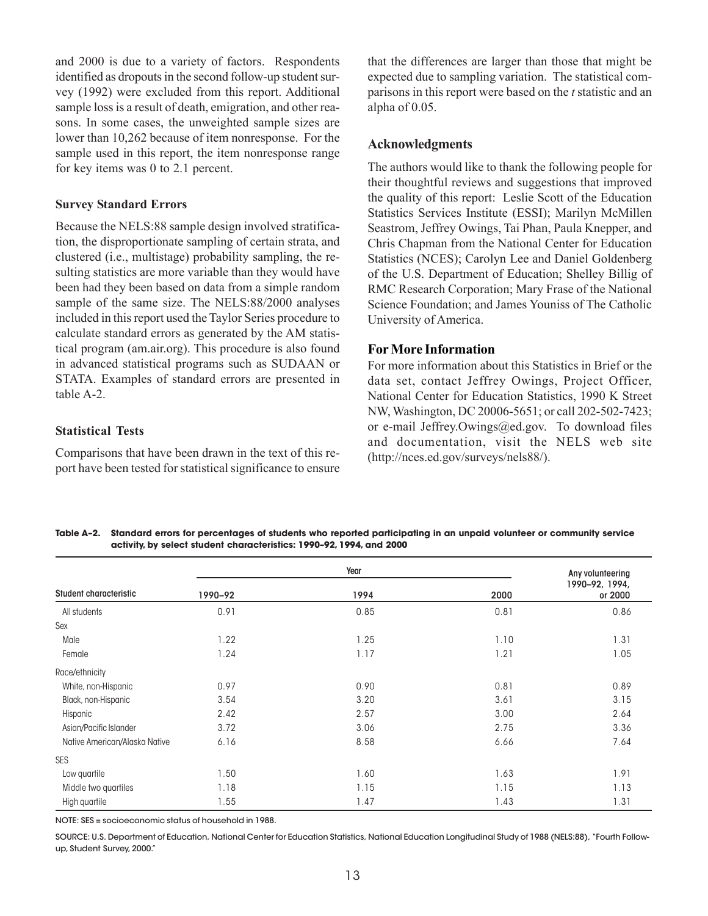and 2000 is due to a variety of factors. Respondents identified as dropouts in the second follow-up student survey (1992) were excluded from this report. Additional sample loss is a result of death, emigration, and other reasons. In some cases, the unweighted sample sizes are lower than 10,262 because of item nonresponse. For the sample used in this report, the item nonresponse range for key items was 0 to 2.1 percent.

### Survey Standard Errors

Because the NELS:88 sample design involved stratification, the disproportionate sampling of certain strata, and clustered (i.e., multistage) probability sampling, the resulting statistics are more variable than they would have been had they been based on data from a simple random sample of the same size. The NELS:88/2000 analyses included in this report used the Taylor Series procedure to calculate standard errors as generated by the AM statistical program (am.air.org). This procedure is also found in advanced statistical programs such as SUDAAN or STATA. Examples of standard errors are presented in table A-2.

### Statistical Tests

Comparisons that have been drawn in the text of this report have been tested for statistical significance to ensure that the differences are larger than those that might be expected due to sampling variation. The statistical comparisons in this report were based on the *t* statistic and an alpha of 0.05.

### Acknowledgments

The authors would like to thank the following people for their thoughtful reviews and suggestions that improved the quality of this report: Leslie Scott of the Education Statistics Services Institute (ESSI); Marilyn McMillen Seastrom, Jeffrey Owings, Tai Phan, Paula Knepper, and Chris Chapman from the National Center for Education Statistics (NCES); Carolyn Lee and Daniel Goldenberg of the U.S. Department of Education; Shelley Billig of RMC Research Corporation; Mary Frase of the National Science Foundation; and James Youniss of The Catholic University of America.

## For More Information

For more information about this Statistics in Brief or the data set, contact Jeffrey Owings, Project Officer, National Center for Education Statistics, 1990 K Street NW, Washington, DC 20006-5651; or call 202-502-7423; or e-mail Jeffrey.Owings@ed.gov. To download files and documentation, visit the NELS web site (http://nces.ed.gov/surveys/nels88/).

**Table A-2. Standard errors for percentages of students who reported participating in an unpaid volunteer or community service activity, by select student characteristics: 1990–92, 1994, and 2000**

| Student characteristic | Year | | | Any volunteering 1990–92, 1994, or 2000 |
|---|---|---|---|---|
| | 1990–92 | 1994 | 2000 | |
| All students | 0.91 | 0.85 | 0.81 | 0.86 |
| Sex | | | | |
| Male | 1.22 | 1.25 | 1.10 | 1.31 |
| Female | 1.24 | 1.17 | 1.21 | 1.05 |
| Race/ethnicity | | | | |
| White, non-Hispanic | 0.97 | 0.90 | 0.81 | 0.89 |
| Black, non-Hispanic | 3.54 | 3.20 | 3.61 | 3.15 |
| Hispanic | 2.42 | 2.57 | 3.00 | 2.64 |
| Asian/Pacific Islander | 3.72 | 3.06 | 2.75 | 3.36 |
| Native American/Alaska Native | 6.16 | 8.58 | 6.66 | 7.64 |
| SES | | | | |
| Low quartile | 1.50 | 1.60 | 1.63 | 1.91 |
| Middle two quartiles | 1.18 | 1.15 | 1.15 | 1.13 |
| High quartile | 1.55 | 1.47 | 1.43 | 1.31 |

NOTE: SES = socioeconomic status of household in 1988.

SOURCE: U.S. Department of Education, National Center for Education Statistics, National Education Longitudinal Study of 1988 (NELS:88), "Fourth Follow-up, Student Survey, 2000."